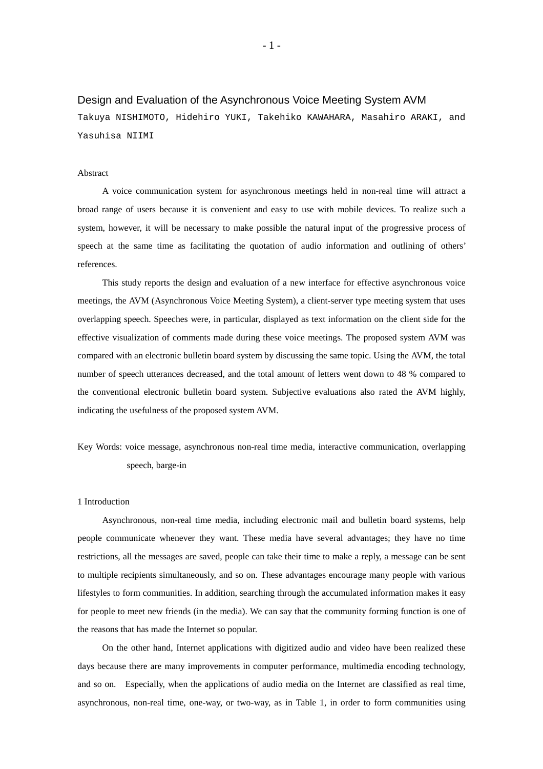# Design and Evaluation of the Asynchronous Voice Meeting System AVM

Takuya NISHIMOTO, Hidehiro YUKI, Takehiko KAWAHARA, Masahiro ARAKI, and Yasuhisa NIIMI

## Abstract

A voice communication system for asynchronous meetings held in non-real time will attract a broad range of users because it is convenient and easy to use with mobile devices. To realize such a system, however, it will be necessary to make possible the natural input of the progressive process of speech at the same time as facilitating the quotation of audio information and outlining of others' references.

This study reports the design and evaluation of a new interface for effective asynchronous voice meetings, the AVM (Asynchronous Voice Meeting System), a client-server type meeting system that uses overlapping speech. Speeches were, in particular, displayed as text information on the client side for the effective visualization of comments made during these voice meetings. The proposed system AVM was compared with an electronic bulletin board system by discussing the same topic. Using the AVM, the total number of speech utterances decreased, and the total amount of letters went down to 48 % compared to the conventional electronic bulletin board system. Subjective evaluations also rated the AVM highly, indicating the usefulness of the proposed system AVM.

Key Words: voice message, asynchronous non-real time media, interactive communication, overlapping speech, barge-in

## 1 Introduction

Asynchronous, non-real time media, including electronic mail and bulletin board systems, help people communicate whenever they want. These media have several advantages; they have no time restrictions, all the messages are saved, people can take their time to make a reply, a message can be sent to multiple recipients simultaneously, and so on. These advantages encourage many people with various lifestyles to form communities. In addition, searching through the accumulated information makes it easy for people to meet new friends (in the media). We can say that the community forming function is one of the reasons that has made the Internet so popular.

On the other hand, Internet applications with digitized audio and video have been realized these days because there are many improvements in computer performance, multimedia encoding technology, and so on. Especially, when the applications of audio media on the Internet are classified as real time, asynchronous, non-real time, one-way, or two-way, as in Table 1, in order to form communities using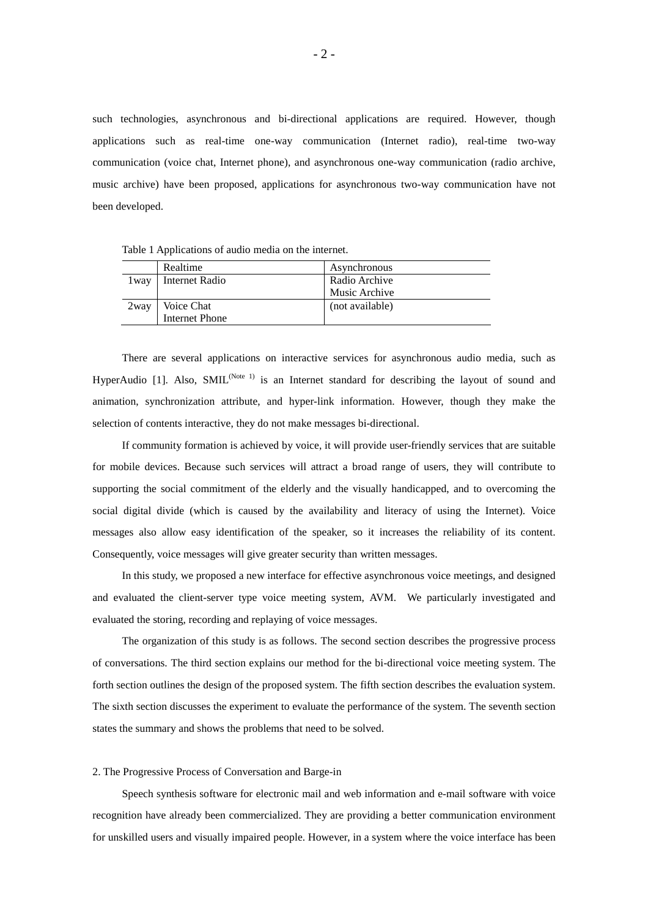such technologies, asynchronous and bi-directional applications are required. However, though applications such as real-time one-way communication (Internet radio), real-time two-way communication (voice chat, Internet phone), and asynchronous one-way communication (radio archive, music archive) have been proposed, applications for asynchronous two-way communication have not been developed.

Table 1 Applications of audio media on the internet.

| | Realtime | Asynchronous |
|---|---|---|
| 1way | Internet Radio | Radio Archive<br>Music Archive |
| 2way | Voice Chat<br>Internet Phone | (not available) |

There are several applications on interactive services for asynchronous audio media, such as HyperAudio [1]. Also, SMIL(Note 1) is an Internet standard for describing the layout of sound and animation, synchronization attribute, and hyper-link information. However, though they make the selection of contents interactive, they do not make messages bi-directional.

If community formation is achieved by voice, it will provide user-friendly services that are suitable for mobile devices. Because such services will attract a broad range of users, they will contribute to supporting the social commitment of the elderly and the visually handicapped, and to overcoming the social digital divide (which is caused by the availability and literacy of using the Internet). Voice messages also allow easy identification of the speaker, so it increases the reliability of its content. Consequently, voice messages will give greater security than written messages.

In this study, we proposed a new interface for effective asynchronous voice meetings, and designed and evaluated the client-server type voice meeting system, AVM. We particularly investigated and evaluated the storing, recording and replaying of voice messages.

The organization of this study is as follows. The second section describes the progressive process of conversations. The third section explains our method for the bi-directional voice meeting system. The forth section outlines the design of the proposed system. The fifth section describes the evaluation system. The sixth section discusses the experiment to evaluate the performance of the system. The seventh section states the summary and shows the problems that need to be solved.

## 2. The Progressive Process of Conversation and Barge-in

Speech synthesis software for electronic mail and web information and e-mail software with voice recognition have already been commercialized. They are providing a better communication environment for unskilled users and visually impaired people. However, in a system where the voice interface has been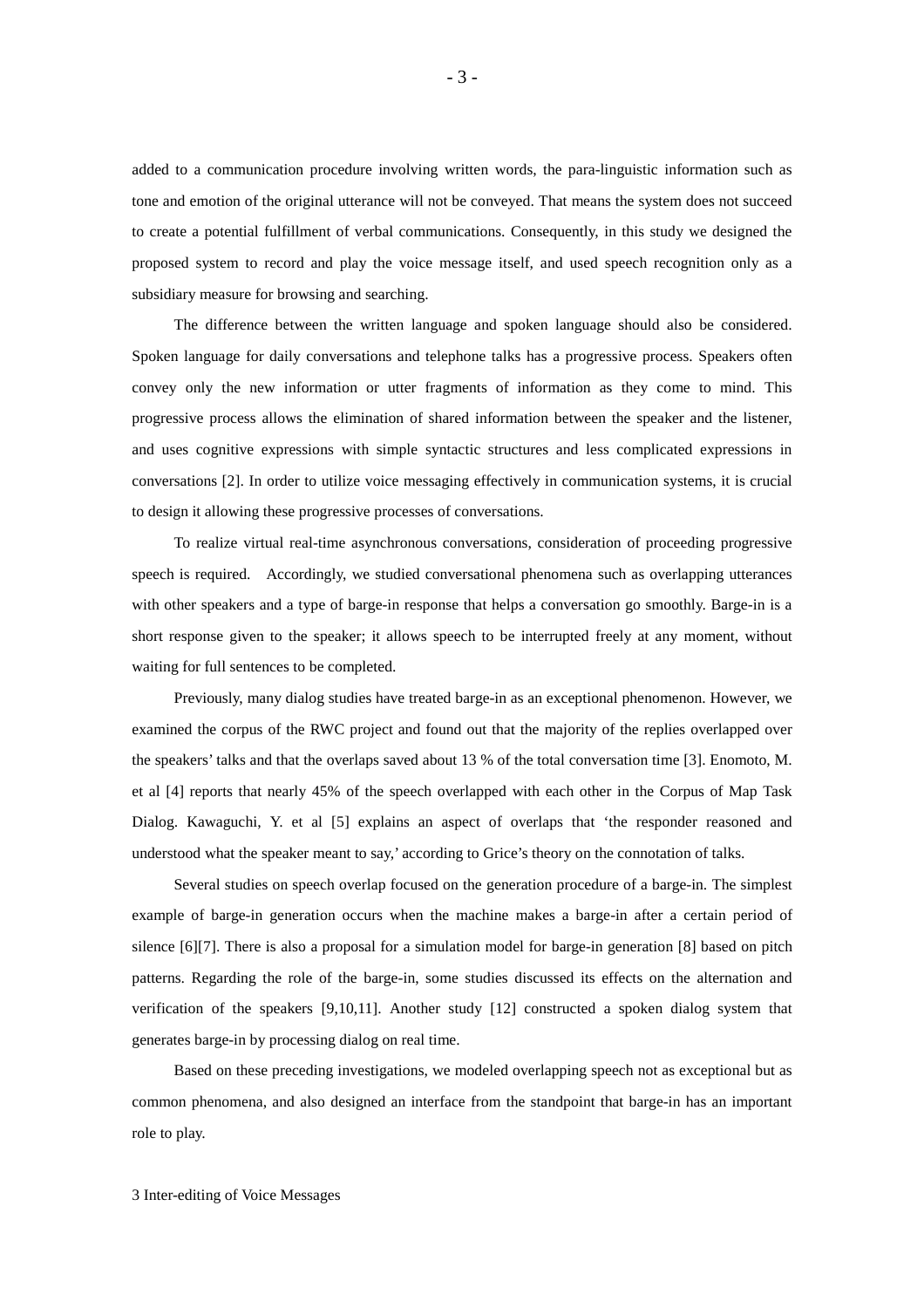added to a communication procedure involving written words, the para-linguistic information such as tone and emotion of the original utterance will not be conveyed. That means the system does not succeed to create a potential fulfillment of verbal communications. Consequently, in this study we designed the proposed system to record and play the voice message itself, and used speech recognition only as a subsidiary measure for browsing and searching.

The difference between the written language and spoken language should also be considered. Spoken language for daily conversations and telephone talks has a progressive process. Speakers often convey only the new information or utter fragments of information as they come to mind. This progressive process allows the elimination of shared information between the speaker and the listener, and uses cognitive expressions with simple syntactic structures and less complicated expressions in conversations [2]. In order to utilize voice messaging effectively in communication systems, it is crucial to design it allowing these progressive processes of conversations.

To realize virtual real-time asynchronous conversations, consideration of proceeding progressive speech is required. Accordingly, we studied conversational phenomena such as overlapping utterances with other speakers and a type of barge-in response that helps a conversation go smoothly. Barge-in is a short response given to the speaker; it allows speech to be interrupted freely at any moment, without waiting for full sentences to be completed.

Previously, many dialog studies have treated barge-in as an exceptional phenomenon. However, we examined the corpus of the RWC project and found out that the majority of the replies overlapped over the speakers' talks and that the overlaps saved about 13 % of the total conversation time [3]. Enomoto, M. et al [4] reports that nearly 45% of the speech overlapped with each other in the Corpus of Map Task Dialog. Kawaguchi, Y. et al [5] explains an aspect of overlaps that 'the responder reasoned and understood what the speaker meant to say,' according to Grice's theory on the connotation of talks.

Several studies on speech overlap focused on the generation procedure of a barge-in. The simplest example of barge-in generation occurs when the machine makes a barge-in after a certain period of silence [6][7]. There is also a proposal for a simulation model for barge-in generation [8] based on pitch patterns. Regarding the role of the barge-in, some studies discussed its effects on the alternation and verification of the speakers [9,10,11]. Another study [12] constructed a spoken dialog system that generates barge-in by processing dialog on real time.

Based on these preceding investigations, we modeled overlapping speech not as exceptional but as common phenomena, and also designed an interface from the standpoint that barge-in has an important role to play.

## 3 Inter-editing of Voice Messages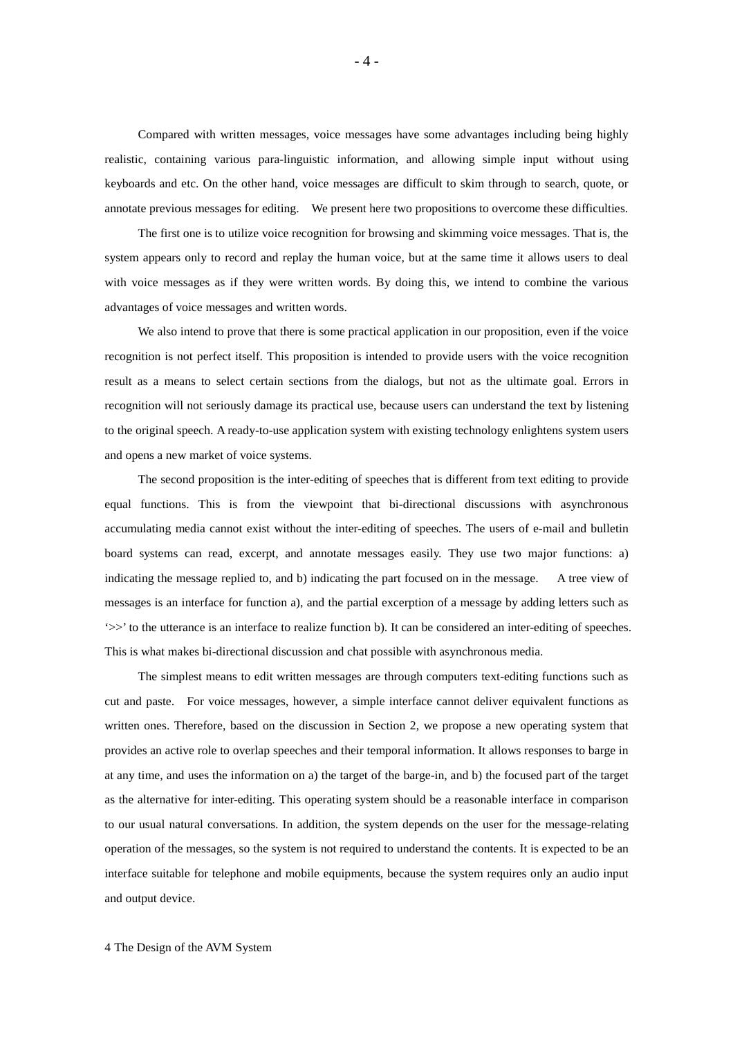Compared with written messages, voice messages have some advantages including being highly realistic, containing various para-linguistic information, and allowing simple input without using keyboards and etc. On the other hand, voice messages are difficult to skim through to search, quote, or annotate previous messages for editing. We present here two propositions to overcome these difficulties.

The first one is to utilize voice recognition for browsing and skimming voice messages. That is, the system appears only to record and replay the human voice, but at the same time it allows users to deal with voice messages as if they were written words. By doing this, we intend to combine the various advantages of voice messages and written words.

We also intend to prove that there is some practical application in our proposition, even if the voice recognition is not perfect itself. This proposition is intended to provide users with the voice recognition result as a means to select certain sections from the dialogs, but not as the ultimate goal. Errors in recognition will not seriously damage its practical use, because users can understand the text by listening to the original speech. A ready-to-use application system with existing technology enlightens system users and opens a new market of voice systems.

The second proposition is the inter-editing of speeches that is different from text editing to provide equal functions. This is from the viewpoint that bi-directional discussions with asynchronous accumulating media cannot exist without the inter-editing of speeches. The users of e-mail and bulletin board systems can read, excerpt, and annotate messages easily. They use two major functions: a) indicating the message replied to, and b) indicating the part focused on in the message. A tree view of messages is an interface for function a), and the partial excerption of a message by adding letters such as '>>' to the utterance is an interface to realize function b). It can be considered an inter-editing of speeches. This is what makes bi-directional discussion and chat possible with asynchronous media.

The simplest means to edit written messages are through computers text-editing functions such as cut and paste. For voice messages, however, a simple interface cannot deliver equivalent functions as written ones. Therefore, based on the discussion in Section 2, we propose a new operating system that provides an active role to overlap speeches and their temporal information. It allows responses to barge in at any time, and uses the information on a) the target of the barge-in, and b) the focused part of the target as the alternative for inter-editing. This operating system should be a reasonable interface in comparison to our usual natural conversations. In addition, the system depends on the user for the message-relating operation of the messages, so the system is not required to understand the contents. It is expected to be an interface suitable for telephone and mobile equipments, because the system requires only an audio input and output device.

# 4 The Design of the AVM System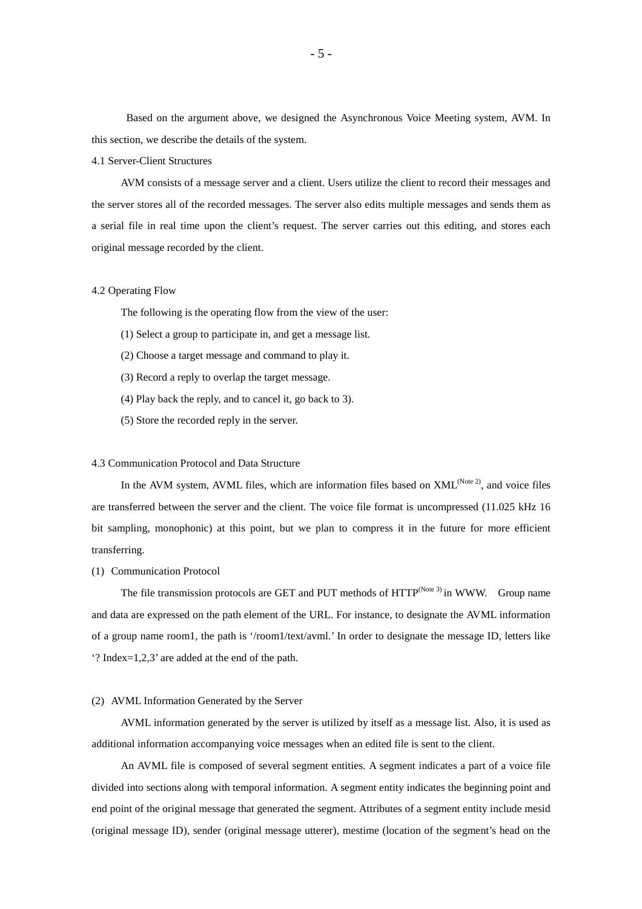Based on the argument above, we designed the Asynchronous Voice Meeting system, AVM. In this section, we describe the details of the system.

### 4.1 Server-Client Structures

AVM consists of a message server and a client. Users utilize the client to record their messages and the server stores all of the recorded messages. The server also edits multiple messages and sends them as a serial file in real time upon the client's request. The server carries out this editing, and stores each original message recorded by the client.

### 4.2 Operating Flow

The following is the operating flow from the view of the user:

(1) Select a group to participate in, and get a message list.

(2) Choose a target message and command to play it.

(3) Record a reply to overlap the target message.

(4) Play back the reply, and to cancel it, go back to 3).

(5) Store the recorded reply in the server.

### 4.3 Communication Protocol and Data Structure

In the AVM system, AVML files, which are information files based on XML(Note 2), and voice files are transferred between the server and the client. The voice file format is uncompressed (11.025 kHz 16 bit sampling, monophonic) at this point, but we plan to compress it in the future for more efficient transferring.

#### (1) Communication Protocol

The file transmission protocols are GET and PUT methods of HTTP(Note 3) in WWW. Group name and data are expressed on the path element of the URL. For instance, to designate the AVML information of a group name room1, the path is '/room1/text/avml.' In order to designate the message ID, letters like '? Index=1,2,3' are added at the end of the path.

#### (2) AVML Information Generated by the Server

AVML information generated by the server is utilized by itself as a message list. Also, it is used as additional information accompanying voice messages when an edited file is sent to the client.

An AVML file is composed of several segment entities. A segment indicates a part of a voice file divided into sections along with temporal information. A segment entity indicates the beginning point and end point of the original message that generated the segment. Attributes of a segment entity include mesid (original message ID), sender (original message utterer), mestime (location of the segment's head on the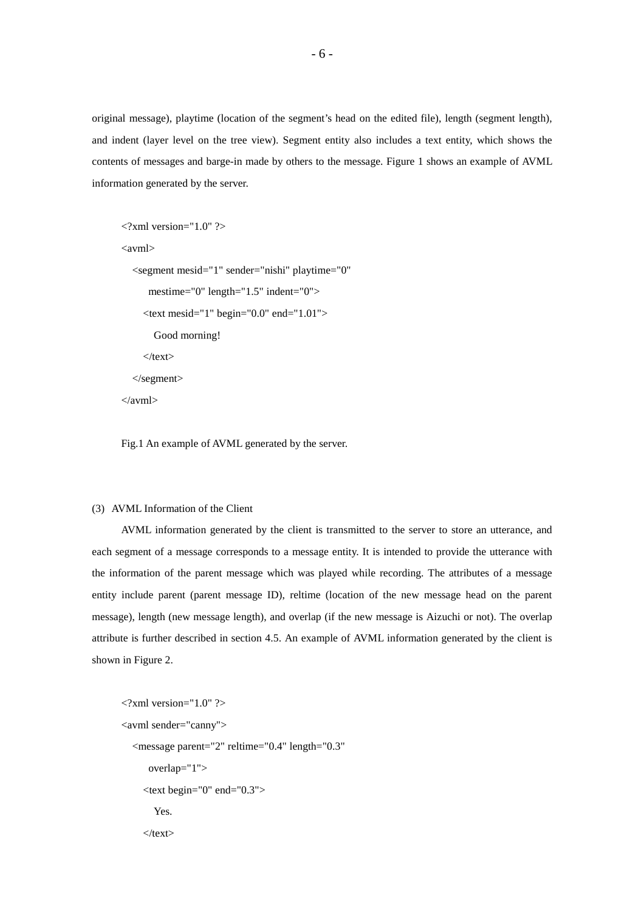original message), playtime (location of the segment's head on the edited file), length (segment length), and indent (layer level on the tree view). Segment entity also includes a text entity, which shows the contents of messages and barge-in made by others to the message. Figure 1 shows an example of AVML information generated by the server.

```
<?xml version="1.0" ?>
<avml>
   <segment mesid="1" sender="nishi" playtime="0"
        mestime="0" length="1.5" indent="0">
      <text mesid="1" begin="0.0" end="1.01">
         Good morning!
      </text>
   </segment>
</avml>
```

Fig.1 An example of AVML generated by the server.

(3) AVML Information of the Client

AVML information generated by the client is transmitted to the server to store an utterance, and each segment of a message corresponds to a message entity. It is intended to provide the utterance with the information of the parent message which was played while recording. The attributes of a message entity include parent (parent message ID), reltime (location of the new message head on the parent message), length (new message length), and overlap (if the new message is Aizuchi or not). The overlap attribute is further described in section 4.5. An example of AVML information generated by the client is shown in Figure 2.

```
<?xml version="1.0" ?>
<avml sender="canny">
   <message parent="2" reltime="0.4" length="0.3"
        overlap="1">
      <text begin="0" end="0.3">
         Yes.
      </text>
```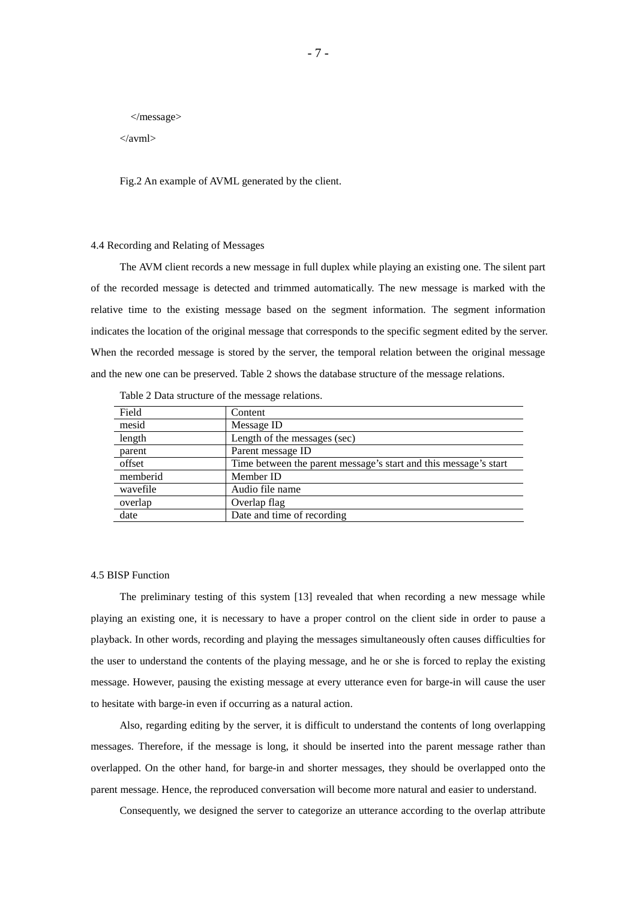```
  </message>
</avml>
```

Fig.2 An example of AVML generated by the client.

### 4.4 Recording and Relating of Messages

The AVM client records a new message in full duplex while playing an existing one. The silent part of the recorded message is detected and trimmed automatically. The new message is marked with the relative time to the existing message based on the segment information. The segment information indicates the location of the original message that corresponds to the specific segment edited by the server. When the recorded message is stored by the server, the temporal relation between the original message and the new one can be preserved. Table 2 shows the database structure of the message relations.

Table 2 Data structure of the message relations.

| Field | Content |
|---|---|
| mesid | Message ID |
| length | Length of the messages (sec) |
| parent | Parent message ID |
| offset | Time between the parent message's start and this message's start |
| memberid | Member ID |
| wavefile | Audio file name |
| overlap | Overlap flag |
| date | Date and time of recording |

### 4.5 BISP Function

The preliminary testing of this system [13] revealed that when recording a new message while playing an existing one, it is necessary to have a proper control on the client side in order to pause a playback. In other words, recording and playing the messages simultaneously often causes difficulties for the user to understand the contents of the playing message, and he or she is forced to replay the existing message. However, pausing the existing message at every utterance even for barge-in will cause the user to hesitate with barge-in even if occurring as a natural action.

Also, regarding editing by the server, it is difficult to understand the contents of long overlapping messages. Therefore, if the message is long, it should be inserted into the parent message rather than overlapped. On the other hand, for barge-in and shorter messages, they should be overlapped onto the parent message. Hence, the reproduced conversation will become more natural and easier to understand.

Consequently, we designed the server to categorize an utterance according to the overlap attribute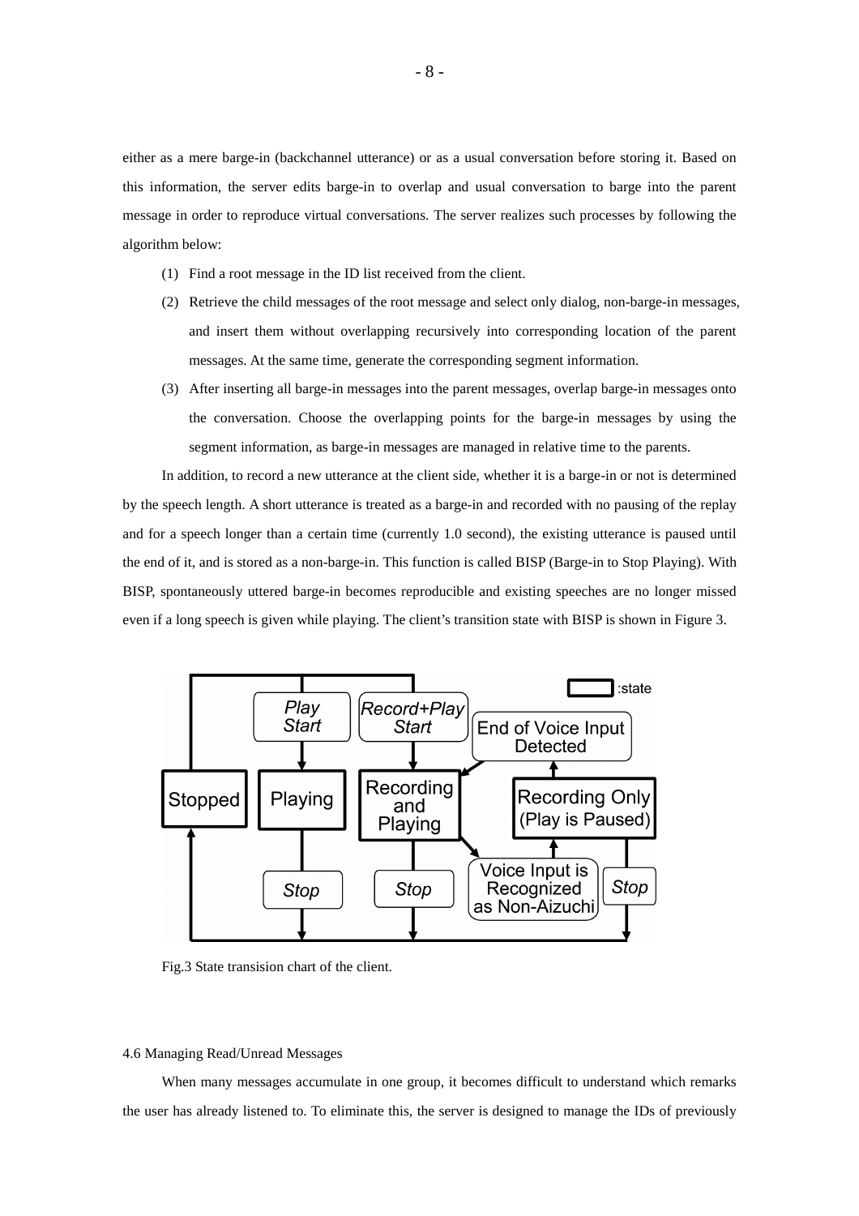either as a mere barge-in (backchannel utterance) or as a usual conversation before storing it. Based on this information, the server edits barge-in to overlap and usual conversation to barge into the parent message in order to reproduce virtual conversations. The server realizes such processes by following the algorithm below:

(1) Find a root message in the ID list received from the client.

(2) Retrieve the child messages of the root message and select only dialog, non-barge-in messages, and insert them without overlapping recursively into corresponding location of the parent messages. At the same time, generate the corresponding segment information.

(3) After inserting all barge-in messages into the parent messages, overlap barge-in messages onto the conversation. Choose the overlapping points for the barge-in messages by using the segment information, as barge-in messages are managed in relative time to the parents.

In addition, to record a new utterance at the client side, whether it is a barge-in or not is determined by the speech length. A short utterance is treated as a barge-in and recorded with no pausing of the replay and for a speech longer than a certain time (currently 1.0 second), the existing utterance is paused until the end of it, and is stored as a non-barge-in. This function is called BISP (Barge-in to Stop Playing). With BISP, spontaneously uttered barge-in becomes reproducible and existing speeches are no longer missed even if a long speech is given while playing. The client's transition state with BISP is shown in Figure 3.

:state

Play Start

Record+Play Start

End of Voice Input Detected

Stopped

Playing

Recording and Playing

Recording Only (Play is Paused)

Stop

Stop

Voice Input is Recognized as Non-Aizuchi

Stop

Fig.3 State transision chart of the client.

4.6 Managing Read/Unread Messages

When many messages accumulate in one group, it becomes difficult to understand which remarks the user has already listened to. To eliminate this, the server is designed to manage the IDs of previously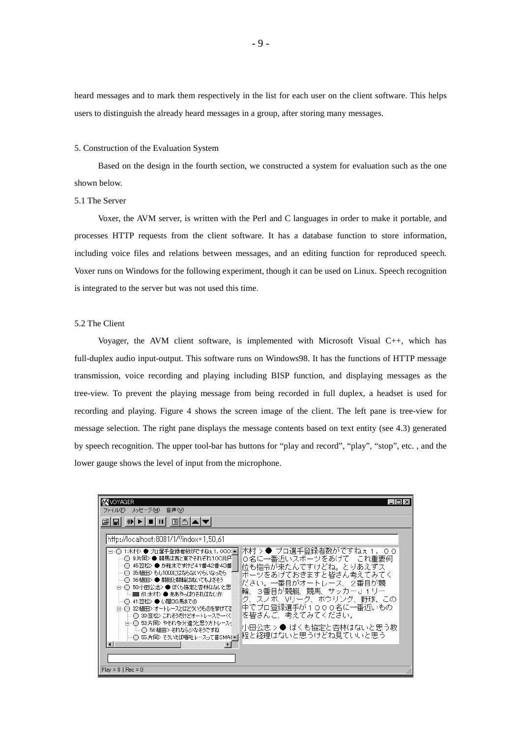heard messages and to mark them respectively in the list for each user on the client software. This helps users to distinguish the already heard messages in a group, after storing many messages.

## 5. Construction of the Evaluation System

Based on the design in the fourth section, we constructed a system for evaluation such as the one shown below.

### 5.1 The Server

Voxer, the AVM server, is written with the Perl and C languages in order to make it portable, and processes HTTP requests from the client software. It has a database function to store information, including voice files and relations between messages, and an editing function for reproduced speech. Voxer runs on Windows for the following experiment, though it can be used on Linux. Speech recognition is integrated to the server but was not used this time.

### 5.2 The Client

Voyager, the AVM client software, is implemented with Microsoft Visual C++, which has full-duplex audio input-output. This software runs on Windows98. It has the functions of HTTP message transmission, voice recording and playing including BISP function, and displaying messages as the tree-view. To prevent the playing message from being recorded in full duplex, a headset is used for recording and playing. Figure 4 shows the screen image of the client. The left pane is tree-view for message selection. The right pane displays the message contents based on text entity (see 4.3) generated by speech recognition. The upper tool-bar has buttons for “play and record”, “play”, “stop”, etc. , and the lower gauge shows the level of input from the microphone.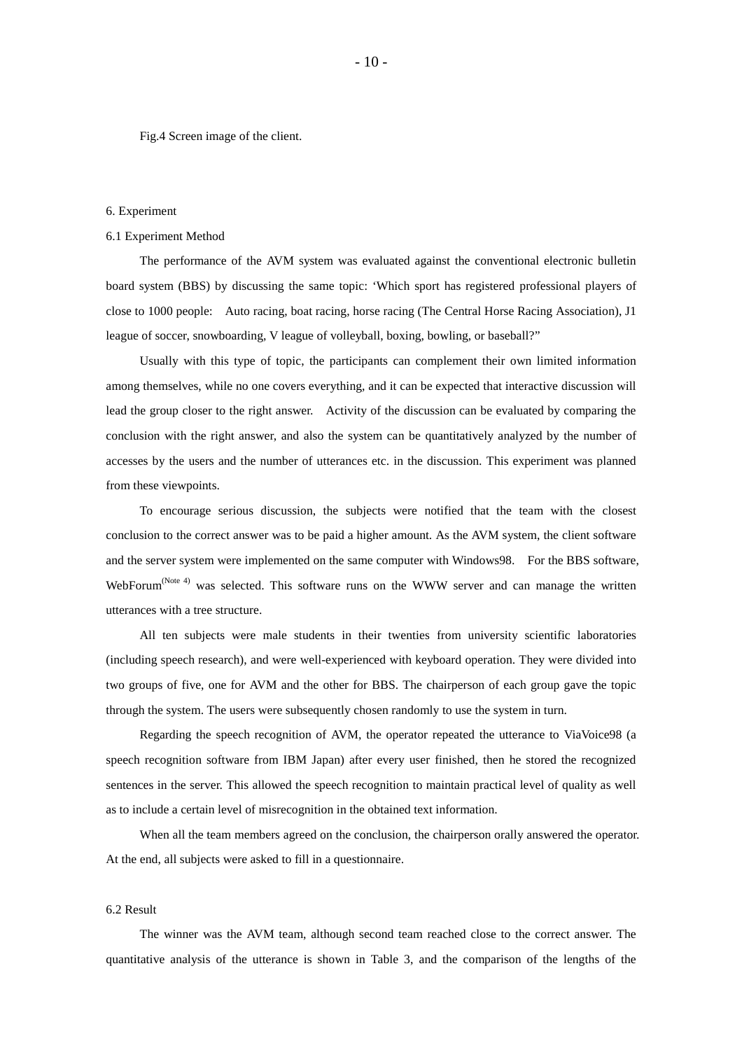Fig.4 Screen image of the client.

## 6. Experiment

### 6.1 Experiment Method

The performance of the AVM system was evaluated against the conventional electronic bulletin board system (BBS) by discussing the same topic: 'Which sport has registered professional players of close to 1000 people: Auto racing, boat racing, horse racing (The Central Horse Racing Association), J1 league of soccer, snowboarding, V league of volleyball, boxing, bowling, or baseball?"

Usually with this type of topic, the participants can complement their own limited information among themselves, while no one covers everything, and it can be expected that interactive discussion will lead the group closer to the right answer. Activity of the discussion can be evaluated by comparing the conclusion with the right answer, and also the system can be quantitatively analyzed by the number of accesses by the users and the number of utterances etc. in the discussion. This experiment was planned from these viewpoints.

To encourage serious discussion, the subjects were notified that the team with the closest conclusion to the correct answer was to be paid a higher amount. As the AVM system, the client software and the server system were implemented on the same computer with Windows98. For the BBS software, WebForum(Note 4) was selected. This software runs on the WWW server and can manage the written utterances with a tree structure.

All ten subjects were male students in their twenties from university scientific laboratories (including speech research), and were well-experienced with keyboard operation. They were divided into two groups of five, one for AVM and the other for BBS. The chairperson of each group gave the topic through the system. The users were subsequently chosen randomly to use the system in turn.

Regarding the speech recognition of AVM, the operator repeated the utterance to ViaVoice98 (a speech recognition software from IBM Japan) after every user finished, then he stored the recognized sentences in the server. This allowed the speech recognition to maintain practical level of quality as well as to include a certain level of misrecognition in the obtained text information.

When all the team members agreed on the conclusion, the chairperson orally answered the operator. At the end, all subjects were asked to fill in a questionnaire.

### 6.2 Result

The winner was the AVM team, although second team reached close to the correct answer. The quantitative analysis of the utterance is shown in Table 3, and the comparison of the lengths of the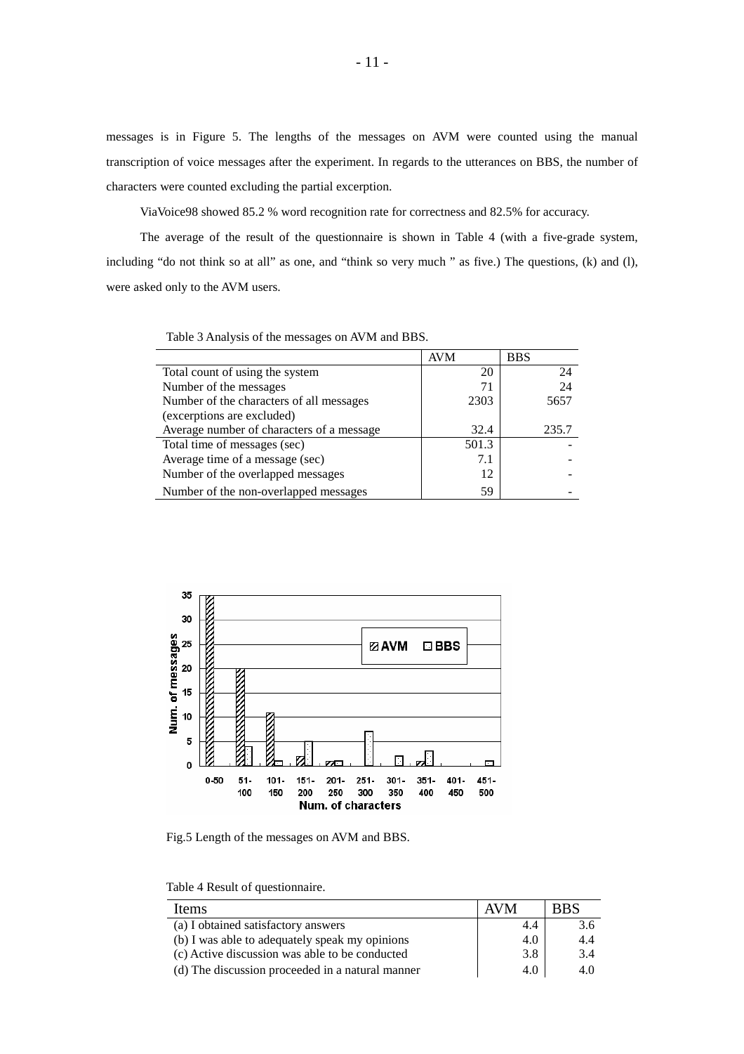messages is in Figure 5. The lengths of the messages on AVM were counted using the manual transcription of voice messages after the experiment. In regards to the utterances on BBS, the number of characters were counted excluding the partial excerption.

ViaVoice98 showed 85.2 % word recognition rate for correctness and 82.5% for accuracy.

The average of the result of the questionnaire is shown in Table 4 (with a five-grade system, including "do not think so at all" as one, and "think so very much " as five.) The questions, (k) and (l), were asked only to the AVM users.

Table 3 Analysis of the messages on AVM and BBS.

| | AVM | BBS |
|---|---|---|
| Total count of using the system | 20 | 24 |
| Number of the messages | 71 | 24 |
| Number of the characters of all messages (excerptions are excluded) | 2303 | 5657 |
| Average number of characters of a message | 32.4 | 235.7 |
| Total time of messages (sec) | 501.3 | - |
| Average time of a message (sec) | 7.1 | - |
| Number of the overlapped messages | 12 | - |
| Number of the non-overlapped messages | 59 | - |

Fig.5 Length of the messages on AVM and BBS.

Table 4 Result of questionnaire.

| Items | AVM | BBS |
|---|---|---|
| (a) I obtained satisfactory answers | 4.4 | 3.6 |
| (b) I was able to adequately speak my opinions | 4.0 | 4.4 |
| (c) Active discussion was able to be conducted | 3.8 | 3.4 |
| (d) The discussion proceeded in a natural manner | 4.0 | 4.0 |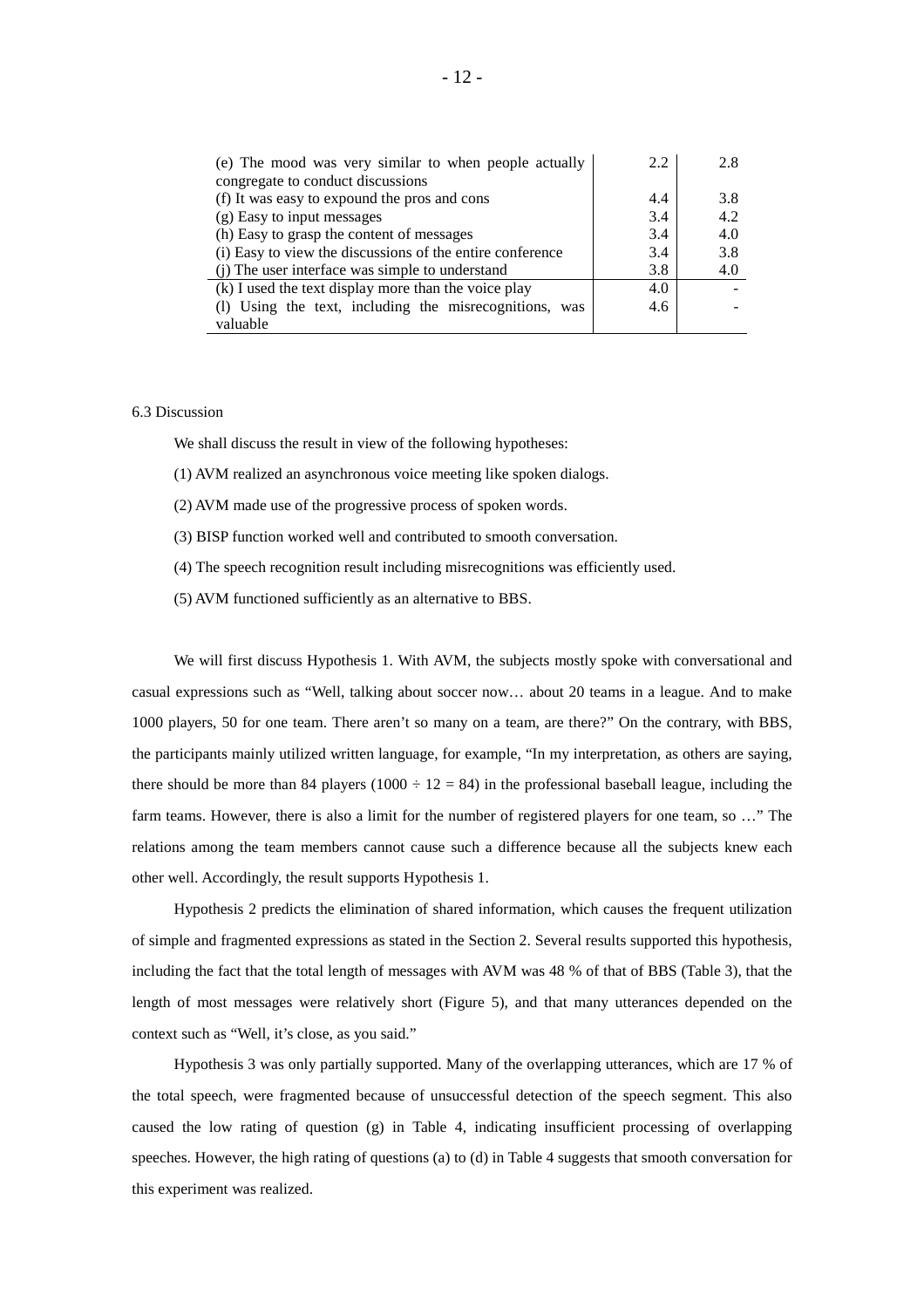| | | |
|---|---|---|
| (e) The mood was very similar to when people actually congregate to conduct discussions | 2.2 | 2.8 |
| (f) It was easy to expound the pros and cons | 4.4 | 3.8 |
| (g) Easy to input messages | 3.4 | 4.2 |
| (h) Easy to grasp the content of messages | 3.4 | 4.0 |
| (i) Easy to view the discussions of the entire conference | 3.4 | 3.8 |
| (j) The user interface was simple to understand | 3.8 | 4.0 |
| (k) I used the text display more than the voice play | 4.0 | - |
| (l) Using the text, including the misrecognitions, was valuable | 4.6 | - |

6.3 Discussion

We shall discuss the result in view of the following hypotheses:

(1) AVM realized an asynchronous voice meeting like spoken dialogs.

(2) AVM made use of the progressive process of spoken words.

(3) BISP function worked well and contributed to smooth conversation.

(4) The speech recognition result including misrecognitions was efficiently used.

(5) AVM functioned sufficiently as an alternative to BBS.

We will first discuss Hypothesis 1. With AVM, the subjects mostly spoke with conversational and casual expressions such as "Well, talking about soccer now… about 20 teams in a league. And to make 1000 players, 50 for one team. There aren't so many on a team, are there?" On the contrary, with BBS, the participants mainly utilized written language, for example, "In my interpretation, as others are saying, there should be more than 84 players ($1000 \div 12 = 84$) in the professional baseball league, including the farm teams. However, there is also a limit for the number of registered players for one team, so …" The relations among the team members cannot cause such a difference because all the subjects knew each other well. Accordingly, the result supports Hypothesis 1.

Hypothesis 2 predicts the elimination of shared information, which causes the frequent utilization of simple and fragmented expressions as stated in the Section 2. Several results supported this hypothesis, including the fact that the total length of messages with AVM was 48 % of that of BBS (Table 3), that the length of most messages were relatively short (Figure 5), and that many utterances depended on the context such as "Well, it's close, as you said."

Hypothesis 3 was only partially supported. Many of the overlapping utterances, which are 17 % of the total speech, were fragmented because of unsuccessful detection of the speech segment. This also caused the low rating of question (g) in Table 4, indicating insufficient processing of overlapping speeches. However, the high rating of questions (a) to (d) in Table 4 suggests that smooth conversation for this experiment was realized.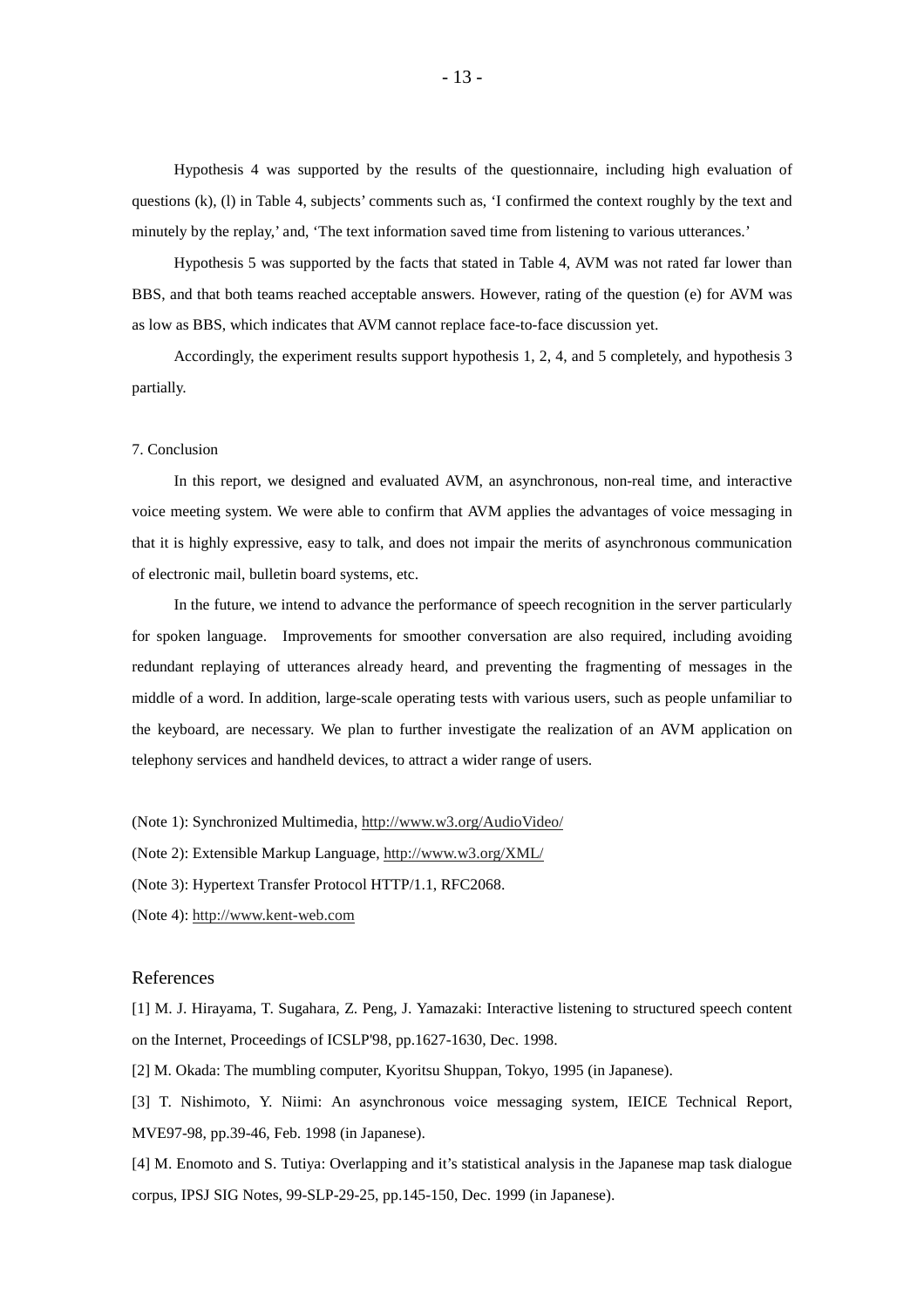Hypothesis 4 was supported by the results of the questionnaire, including high evaluation of questions (k), (l) in Table 4, subjects' comments such as, 'I confirmed the context roughly by the text and minutely by the replay,' and, 'The text information saved time from listening to various utterances.'

Hypothesis 5 was supported by the facts that stated in Table 4, AVM was not rated far lower than BBS, and that both teams reached acceptable answers. However, rating of the question (e) for AVM was as low as BBS, which indicates that AVM cannot replace face-to-face discussion yet.

Accordingly, the experiment results support hypothesis 1, 2, 4, and 5 completely, and hypothesis 3 partially.

## 7. Conclusion

In this report, we designed and evaluated AVM, an asynchronous, non-real time, and interactive voice meeting system. We were able to confirm that AVM applies the advantages of voice messaging in that it is highly expressive, easy to talk, and does not impair the merits of asynchronous communication of electronic mail, bulletin board systems, etc.

In the future, we intend to advance the performance of speech recognition in the server particularly for spoken language. Improvements for smoother conversation are also required, including avoiding redundant replaying of utterances already heard, and preventing the fragmenting of messages in the middle of a word. In addition, large-scale operating tests with various users, such as people unfamiliar to the keyboard, are necessary. We plan to further investigate the realization of an AVM application on telephony services and handheld devices, to attract a wider range of users.

(Note 1): Synchronized Multimedia, http://www.w3.org/AudioVideo/

(Note 2): Extensible Markup Language, http://www.w3.org/XML/

(Note 3): Hypertext Transfer Protocol HTTP/1.1, RFC2068.

(Note 4): http://www.kent-web.com

## References

[1] M. J. Hirayama, T. Sugahara, Z. Peng, J. Yamazaki: Interactive listening to structured speech content on the Internet, Proceedings of ICSLP'98, pp.1627-1630, Dec. 1998.

[2] M. Okada: The mumbling computer, Kyoritsu Shuppan, Tokyo, 1995 (in Japanese).

[3] T. Nishimoto, Y. Niimi: An asynchronous voice messaging system, IEICE Technical Report, MVE97-98, pp.39-46, Feb. 1998 (in Japanese).

[4] M. Enomoto and S. Tutiya: Overlapping and it's statistical analysis in the Japanese map task dialogue corpus, IPSJ SIG Notes, 99-SLP-29-25, pp.145-150, Dec. 1999 (in Japanese).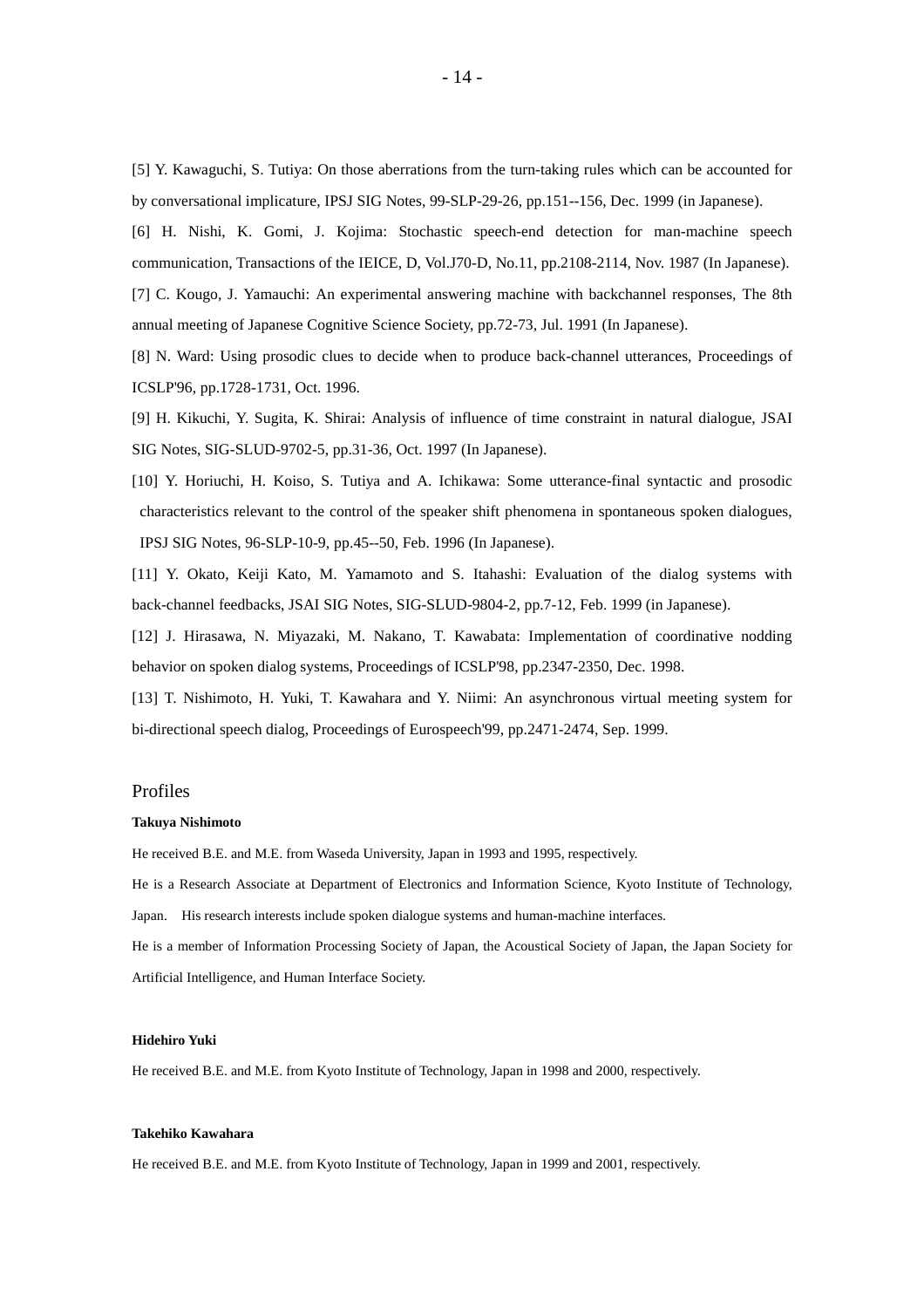[5] Y. Kawaguchi, S. Tutiya: On those aberrations from the turn-taking rules which can be accounted for by conversational implicature, IPSJ SIG Notes, 99-SLP-29-26, pp.151--156, Dec. 1999 (in Japanese).

[6] H. Nishi, K. Gomi, J. Kojima: Stochastic speech-end detection for man-machine speech communication, Transactions of the IEICE, D, Vol.J70-D, No.11, pp.2108-2114, Nov. 1987 (In Japanese).

[7] C. Kougo, J. Yamauchi: An experimental answering machine with backchannel responses, The 8th annual meeting of Japanese Cognitive Science Society, pp.72-73, Jul. 1991 (In Japanese).

[8] N. Ward: Using prosodic clues to decide when to produce back-channel utterances, Proceedings of ICSLP'96, pp.1728-1731, Oct. 1996.

[9] H. Kikuchi, Y. Sugita, K. Shirai: Analysis of influence of time constraint in natural dialogue, JSAI SIG Notes, SIG-SLUD-9702-5, pp.31-36, Oct. 1997 (In Japanese).

[10] Y. Horiuchi, H. Koiso, S. Tutiya and A. Ichikawa: Some utterance-final syntactic and prosodic characteristics relevant to the control of the speaker shift phenomena in spontaneous spoken dialogues, IPSJ SIG Notes, 96-SLP-10-9, pp.45--50, Feb. 1996 (In Japanese).

[11] Y. Okato, Keiji Kato, M. Yamamoto and S. Itahashi: Evaluation of the dialog systems with back-channel feedbacks, JSAI SIG Notes, SIG-SLUD-9804-2, pp.7-12, Feb. 1999 (in Japanese).

[12] J. Hirasawa, N. Miyazaki, M. Nakano, T. Kawabata: Implementation of coordinative nodding behavior on spoken dialog systems, Proceedings of ICSLP'98, pp.2347-2350, Dec. 1998.

[13] T. Nishimoto, H. Yuki, T. Kawahara and Y. Niimi: An asynchronous virtual meeting system for bi-directional speech dialog, Proceedings of Eurospeech'99, pp.2471-2474, Sep. 1999.

## Profiles

**Takuya Nishimoto**

He received B.E. and M.E. from Waseda University, Japan in 1993 and 1995, respectively.

He is a Research Associate at Department of Electronics and Information Science, Kyoto Institute of Technology, Japan. His research interests include spoken dialogue systems and human-machine interfaces.

He is a member of Information Processing Society of Japan, the Acoustical Society of Japan, the Japan Society for Artificial Intelligence, and Human Interface Society.

**Hidehiro Yuki**

He received B.E. and M.E. from Kyoto Institute of Technology, Japan in 1998 and 2000, respectively.

**Takehiko Kawahara**

He received B.E. and M.E. from Kyoto Institute of Technology, Japan in 1999 and 2001, respectively.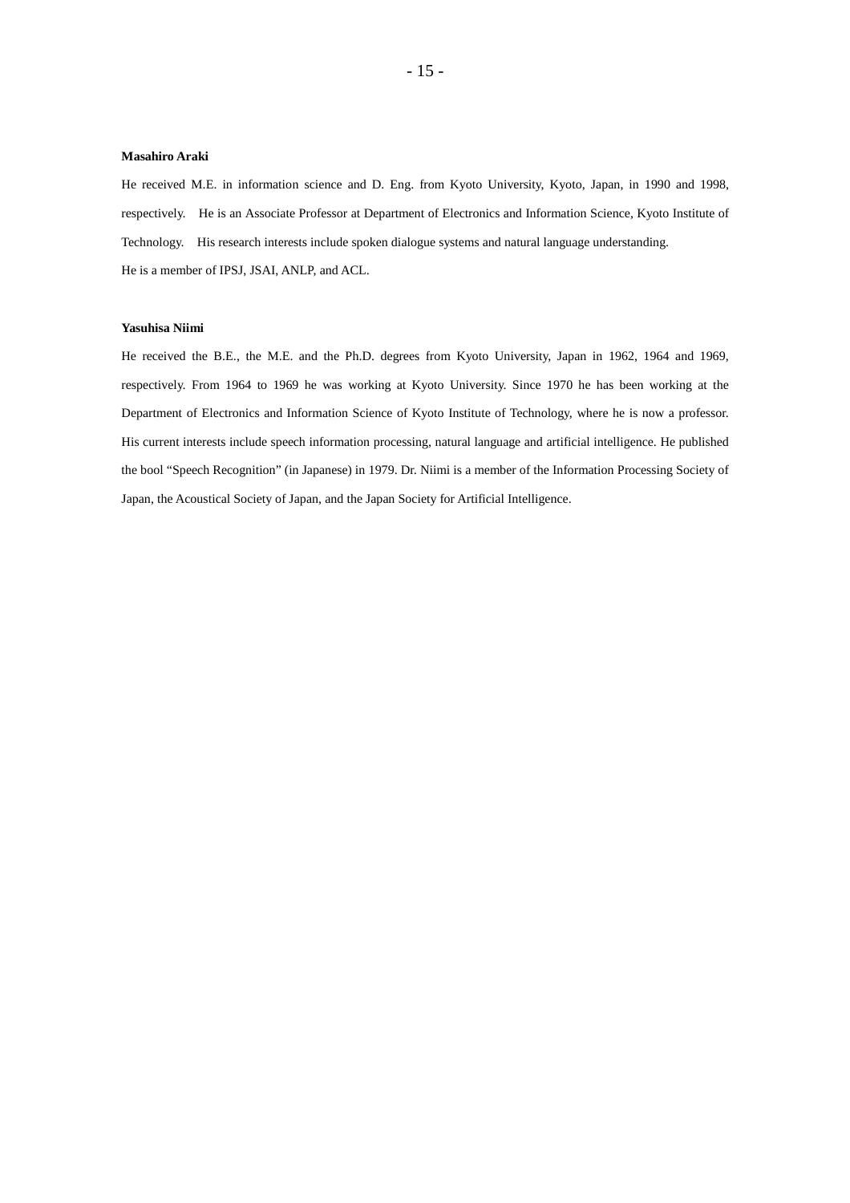**Masahiro Araki**

He received M.E. in information science and D. Eng. from Kyoto University, Kyoto, Japan, in 1990 and 1998, respectively. He is an Associate Professor at Department of Electronics and Information Science, Kyoto Institute of Technology. His research interests include spoken dialogue systems and natural language understanding.
He is a member of IPSJ, JSAI, ANLP, and ACL.

**Yasuhisa Niimi**

He received the B.E., the M.E. and the Ph.D. degrees from Kyoto University, Japan in 1962, 1964 and 1969, respectively. From 1964 to 1969 he was working at Kyoto University. Since 1970 he has been working at the Department of Electronics and Information Science of Kyoto Institute of Technology, where he is now a professor. His current interests include speech information processing, natural language and artificial intelligence. He published the bool "Speech Recognition" (in Japanese) in 1979. Dr. Niimi is a member of the Information Processing Society of Japan, the Acoustical Society of Japan, and the Japan Society for Artificial Intelligence.